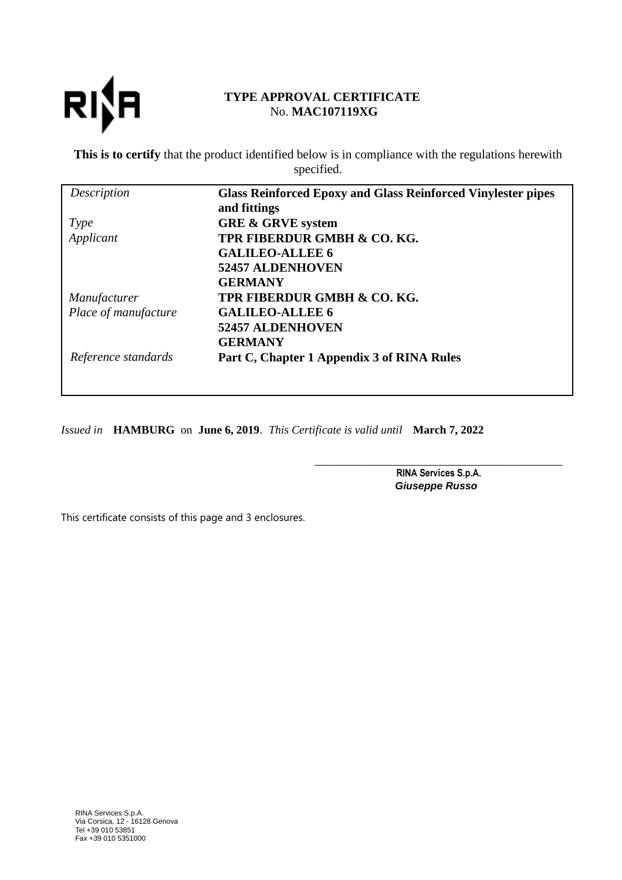RINA

# TYPE APPROVAL CERTIFICATE
No. **MAC107119XG**

**This is to certify** that the product identified below is in compliance with the regulations herewith specified.

| | |
|---|---|
| *Description* | **Glass Reinforced Epoxy and Glass Reinforced Vinylester pipes and fittings** |
| *Type* | **GRE & GRVE system** |
| *Applicant* | **TPR FIBERDUR GMBH & CO. KG.**<br>**GALILEO-ALLEE 6**<br>**52457 ALDENHOVEN**<br>**GERMANY** |
| *Manufacturer*<br>*Place of manufacture* | **TPR FIBERDUR GMBH & CO. KG.**<br>**GALILEO-ALLEE 6**<br>**52457 ALDENHOVEN**<br>**GERMANY** |
| *Reference standards* | **Part C, Chapter 1 Appendix 3 of RINA Rules** |

*Issued in* **HAMBURG** on **June 6, 2019**. *This Certificate is valid until* **March 7, 2022**

**RINA Services S.p.A.**
***Giuseppe Russo***

This certificate consists of this page and 3 enclosures.

RINA Services S.p.A.
Via Corsica, 12 - 16128 Genova
Tel +39 010 53851
Fax +39 010 5351000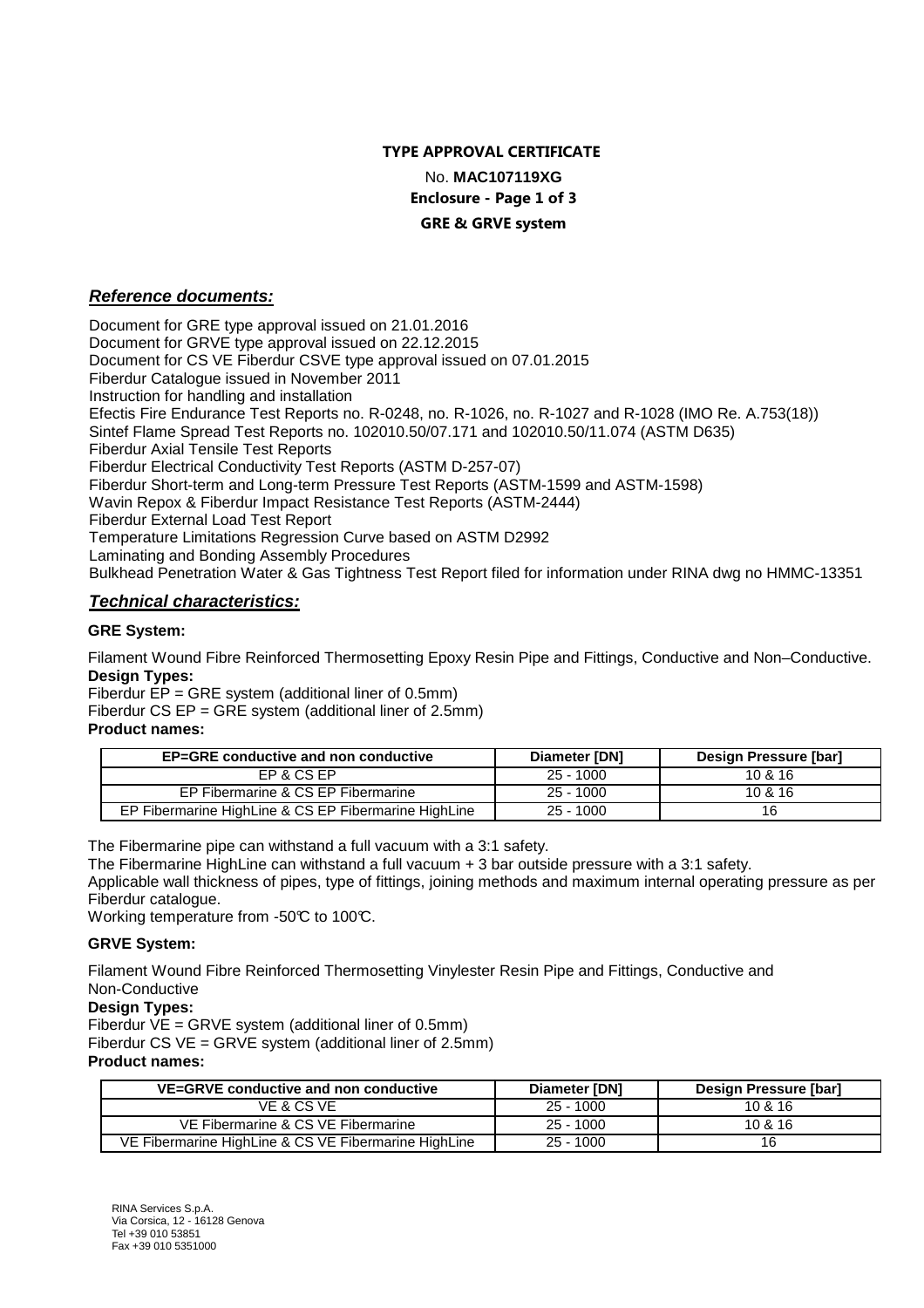**TYPE APPROVAL CERTIFICATE**

No. **MAC107119XG**

**Enclosure - Page 1 of 3**

**GRE & GRVE system**

## ***Reference documents:***

Document for GRE type approval issued on 21.01.2016
Document for GRVE type approval issued on 22.12.2015
Document for CS VE Fiberdur CSVE type approval issued on 07.01.2015
Fiberdur Catalogue issued in November 2011
Instruction for handling and installation
Efectis Fire Endurance Test Reports no. R-0248, no. R-1026, no. R-1027 and R-1028 (IMO Re. A.753(18))
Sintef Flame Spread Test Reports no. 102010.50/07.171 and 102010.50/11.074 (ASTM D635)
Fiberdur Axial Tensile Test Reports
Fiberdur Electrical Conductivity Test Reports (ASTM D-257-07)
Fiberdur Short-term and Long-term Pressure Test Reports (ASTM-1599 and ASTM-1598)
Wavin Repox & Fiberdur Impact Resistance Test Reports (ASTM-2444)
Fiberdur External Load Test Report
Temperature Limitations Regression Curve based on ASTM D2992
Laminating and Bonding Assembly Procedures
Bulkhead Penetration Water & Gas Tightness Test Report filed for information under RINA dwg no HMMC-13351

## ***Technical characteristics:***

**GRE System:**

Filament Wound Fibre Reinforced Thermosetting Epoxy Resin Pipe and Fittings, Conductive and Non–Conductive.
**Design Types:**
Fiberdur EP = GRE system (additional liner of 0.5mm)
Fiberdur CS EP = GRE system (additional liner of 2.5mm)
**Product names:**

| EP=GRE conductive and non conductive | Diameter [DN] | Design Pressure [bar] |
|---|---|---|
| EP & CS EP | 25 - 1000 | 10 & 16 |
| EP Fibermarine & CS EP Fibermarine | 25 - 1000 | 10 & 16 |
| EP Fibermarine HighLine & CS EP Fibermarine HighLine | 25 - 1000 | 16 |

The Fibermarine pipe can withstand a full vacuum with a 3:1 safety.
The Fibermarine HighLine can withstand a full vacuum + 3 bar outside pressure with a 3:1 safety.
Applicable wall thickness of pipes, type of fittings, joining methods and maximum internal operating pressure as per Fiberdur catalogue.
Working temperature from -50℃ to 100℃.

**GRVE System:**

Filament Wound Fibre Reinforced Thermosetting Vinylester Resin Pipe and Fittings, Conductive and Non-Conductive
**Design Types:**
Fiberdur VE = GRVE system (additional liner of 0.5mm)
Fiberdur CS VE = GRVE system (additional liner of 2.5mm)
**Product names:**

| VE=GRVE conductive and non conductive | Diameter [DN] | Design Pressure [bar] |
|---|---|---|
| VE & CS VE | 25 - 1000 | 10 & 16 |
| VE Fibermarine & CS VE Fibermarine | 25 - 1000 | 10 & 16 |
| VE Fibermarine HighLine & CS VE Fibermarine HighLine | 25 - 1000 | 16 |

RINA Services S.p.A.
Via Corsica, 12 - 16128 Genova
Tel +39 010 53851
Fax +39 010 5351000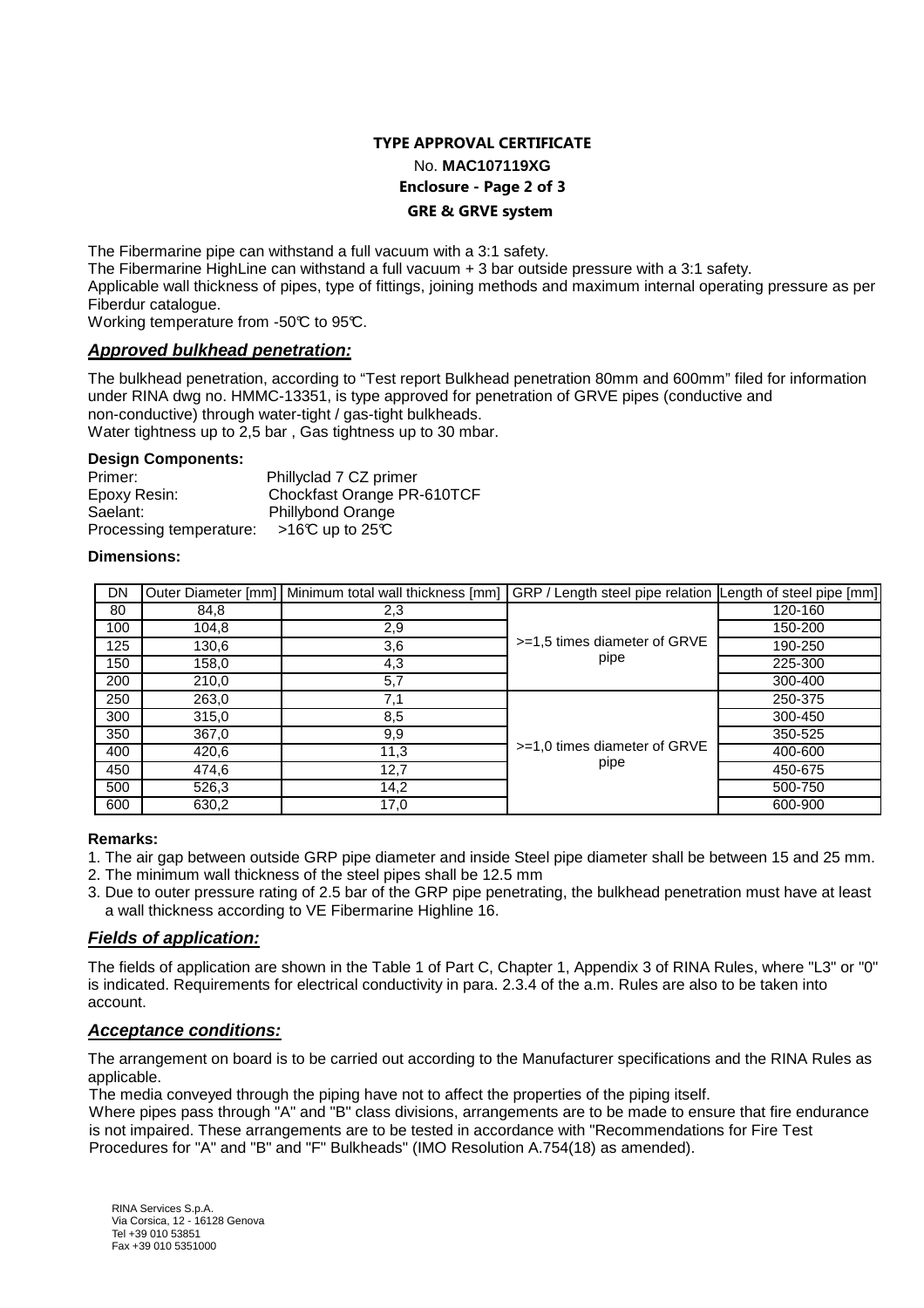**TYPE APPROVAL CERTIFICATE**

No. **MAC107119XG**

**Enclosure - Page 2 of 3**

**GRE & GRVE system**

The Fibermarine pipe can withstand a full vacuum with a 3:1 safety.
The Fibermarine HighLine can withstand a full vacuum + 3 bar outside pressure with a 3:1 safety.
Applicable wall thickness of pipes, type of fittings, joining methods and maximum internal operating pressure as per Fiberdur catalogue.
Working temperature from -50°C to 95°C.

### ***Approved bulkhead penetration:***

The bulkhead penetration, according to "Test report Bulkhead penetration 80mm and 600mm" filed for information under RINA dwg no. HMMC-13351, is type approved for penetration of GRVE pipes (conductive and non-conductive) through water-tight / gas-tight bulkheads.
Water tightness up to 2,5 bar , Gas tightness up to 30 mbar.

**Design Components:**

Primer: Phillyclad 7 CZ primer
Epoxy Resin: Chockfast Orange PR-610TCF
Saelant: Phillybond Orange
Processing temperature: >16°C up to 25°C

**Dimensions:**

| DN | Outer Diameter [mm] | Minimum total wall thickness [mm] | GRP / Length steel pipe relation | Length of steel pipe [mm] |
|---|---|---|---|---|
| 80 | 84,8 | 2,3 | >=1,5 times diameter of GRVE pipe | 120-160 |
| 100 | 104,8 | 2,9 | | 150-200 |
| 125 | 130,6 | 3,6 | | 190-250 |
| 150 | 158,0 | 4,3 | | 225-300 |
| 200 | 210,0 | 5,7 | | 300-400 |
| 250 | 263,0 | 7,1 | >=1,0 times diameter of GRVE pipe | 250-375 |
| 300 | 315,0 | 8,5 | | 300-450 |
| 350 | 367,0 | 9,9 | | 350-525 |
| 400 | 420,6 | 11,3 | | 400-600 |
| 450 | 474,6 | 12,7 | | 450-675 |
| 500 | 526,3 | 14,2 | | 500-750 |
| 600 | 630,2 | 17,0 | | 600-900 |

**Remarks:**

1. The air gap between outside GRP pipe diameter and inside Steel pipe diameter shall be between 15 and 25 mm.
2. The minimum wall thickness of the steel pipes shall be 12.5 mm
3. Due to outer pressure rating of 2.5 bar of the GRP pipe penetrating, the bulkhead penetration must have at least a wall thickness according to VE Fibermarine Highline 16.

### ***Fields of application:***

The fields of application are shown in the Table 1 of Part C, Chapter 1, Appendix 3 of RINA Rules, where "L3" or "0" is indicated. Requirements for electrical conductivity in para. 2.3.4 of the a.m. Rules are also to be taken into account.

### ***Acceptance conditions:***

The arrangement on board is to be carried out according to the Manufacturer specifications and the RINA Rules as applicable.
The media conveyed through the piping have not to affect the properties of the piping itself.
Where pipes pass through "A" and "B" class divisions, arrangements are to be made to ensure that fire endurance is not impaired. These arrangements are to be tested in accordance with "Recommendations for Fire Test Procedures for "A" and "B" and "F" Bulkheads" (IMO Resolution A.754(18) as amended).

RINA Services S.p.A.
Via Corsica, 12 - 16128 Genova
Tel +39 010 53851
Fax +39 010 5351000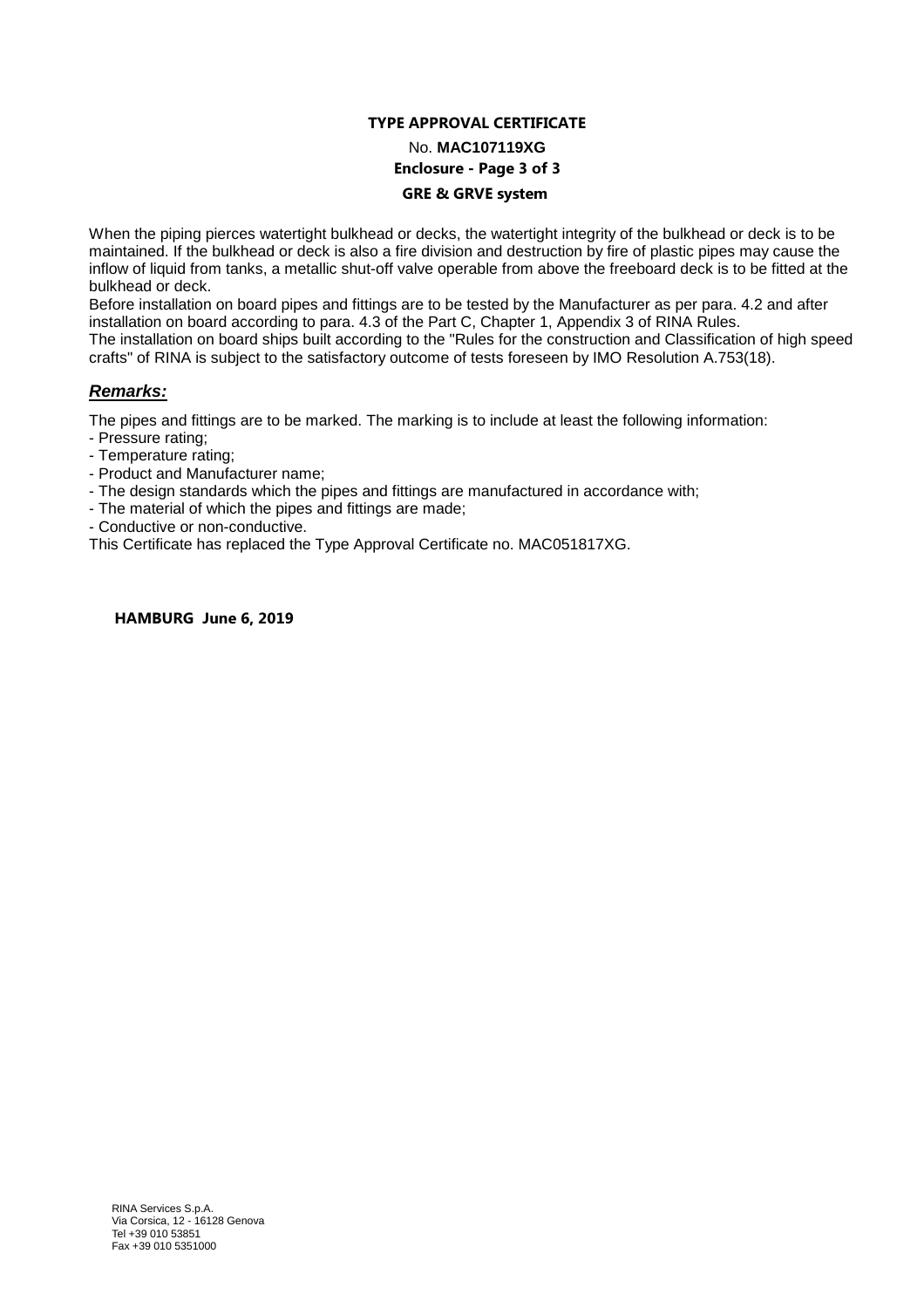**TYPE APPROVAL CERTIFICATE**

No. **MAC107119XG**

**Enclosure - Page 3 of 3**

**GRE & GRVE system**

When the piping pierces watertight bulkhead or decks, the watertight integrity of the bulkhead or deck is to be maintained. If the bulkhead or deck is also a fire division and destruction by fire of plastic pipes may cause the inflow of liquid from tanks, a metallic shut-off valve operable from above the freeboard deck is to be fitted at the bulkhead or deck.
Before installation on board pipes and fittings are to be tested by the Manufacturer as per para. 4.2 and after installation on board according to para. 4.3 of the Part C, Chapter 1, Appendix 3 of RINA Rules.
The installation on board ships built according to the "Rules for the construction and Classification of high speed crafts" of RINA is subject to the satisfactory outcome of tests foreseen by IMO Resolution A.753(18).

***Remarks:***

The pipes and fittings are to be marked. The marking is to include at least the following information:
- Pressure rating;
- Temperature rating;
- Product and Manufacturer name;
- The design standards which the pipes and fittings are manufactured in accordance with;
- The material of which the pipes and fittings are made;
- Conductive or non-conductive.

This Certificate has replaced the Type Approval Certificate no. MAC051817XG.

**HAMBURG June 6, 2019**

RINA Services S.p.A.
Via Corsica, 12 - 16128 Genova
Tel +39 010 53851
Fax +39 010 5351000